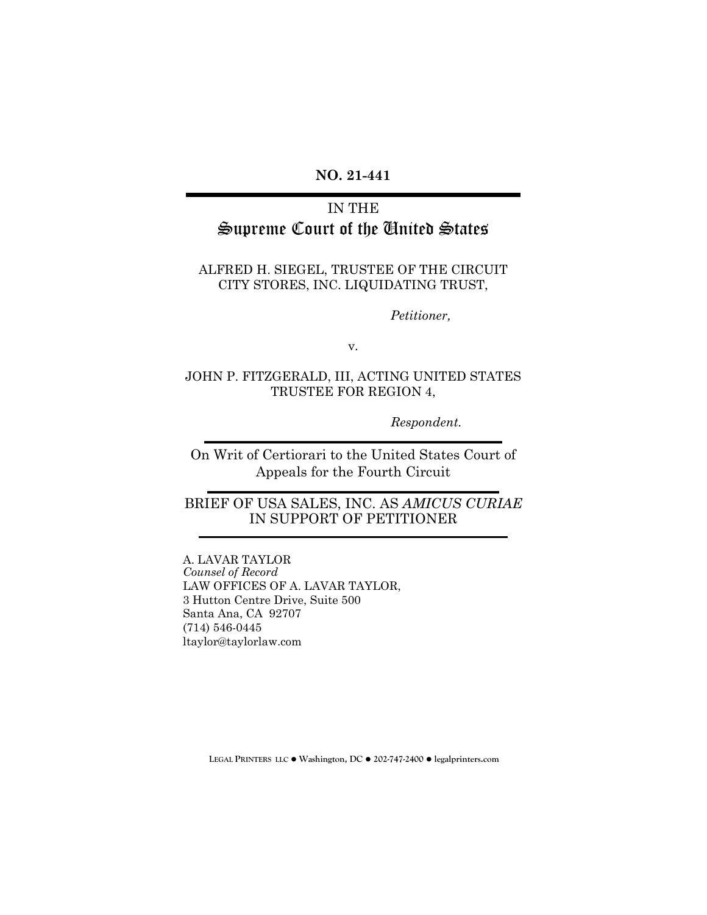**NO. 21-441**

---

IN THE

# Supreme Court of the United States

ALFRED H. SIEGEL, TRUSTEE OF THE CIRCUIT CITY STORES, INC. LIQUIDATING TRUST,

*Petitioner,*

v.

JOHN P. FITZGERALD, III, ACTING UNITED STATES TRUSTEE FOR REGION 4,

*Respondent.*

---

On Writ of Certiorari to the United States Court of Appeals for the Fourth Circuit

---

BRIEF OF USA SALES, INC. AS *AMICUS CURIAE* IN SUPPORT OF PETITIONER

---

A. LAVAR TAYLOR
*Counsel of Record*
LAW OFFICES OF A. LAVAR TAYLOR,
3 Hutton Centre Drive, Suite 500
Santa Ana, CA 92707
(714) 546-0445
ltaylor@taylorlaw.com

LEGAL PRINTERS LLC ● Washington, DC ● 202-747-2400 ● legalprinters.com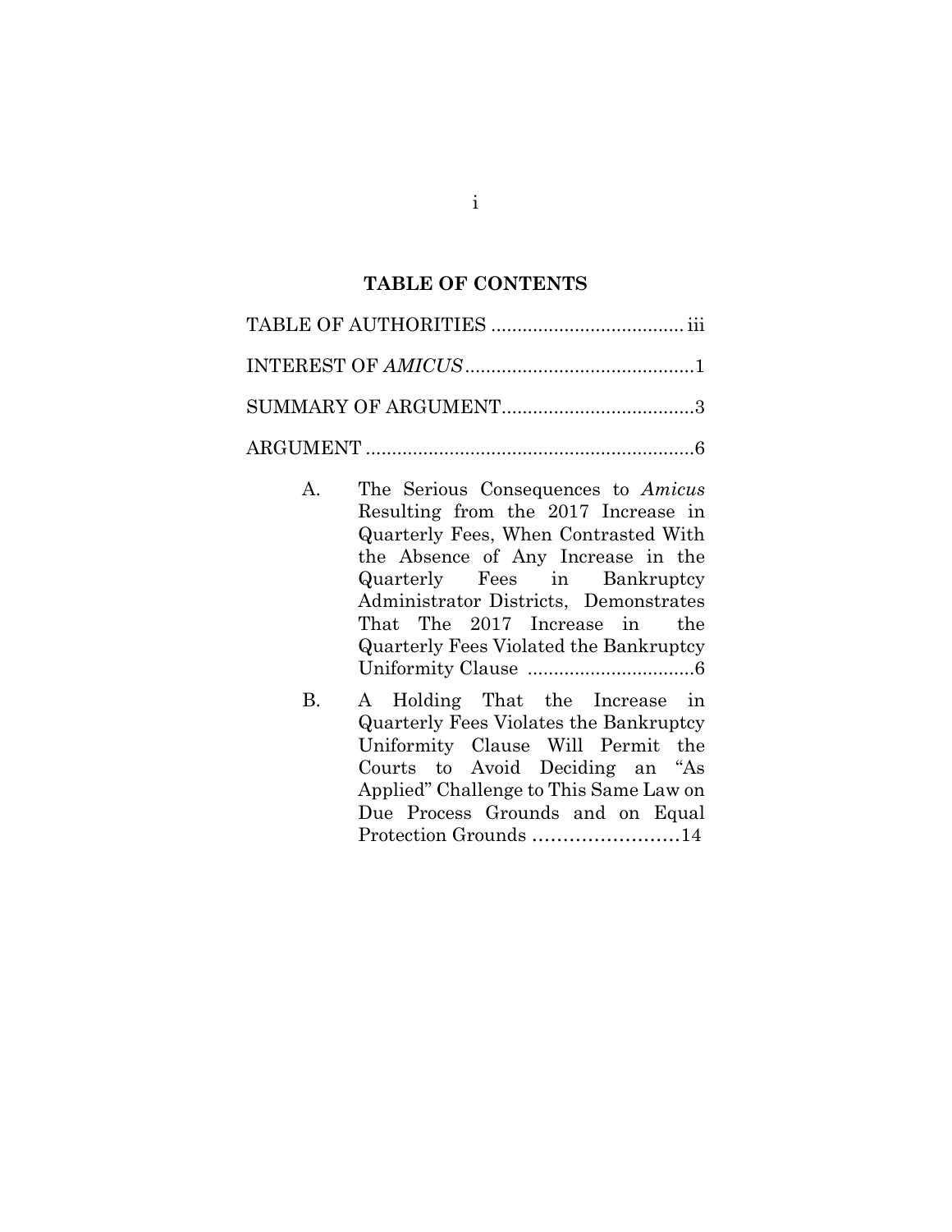## TABLE OF CONTENTS

TABLE OF AUTHORITIES .................................... iii

INTEREST OF *AMICUS* ............................................1

SUMMARY OF ARGUMENT.....................................3

ARGUMENT ...............................................................6

A. The Serious Consequences to *Amicus* Resulting from the 2017 Increase in Quarterly Fees, When Contrasted With the Absence of Any Increase in the Quarterly Fees in Bankruptcy Administrator Districts, Demonstrates That The 2017 Increase in the Quarterly Fees Violated the Bankruptcy Uniformity Clause ................................6

B. A Holding That the Increase in Quarterly Fees Violates the Bankruptcy Uniformity Clause Will Permit the Courts to Avoid Deciding an "As Applied" Challenge to This Same Law on Due Process Grounds and on Equal Protection Grounds .......................14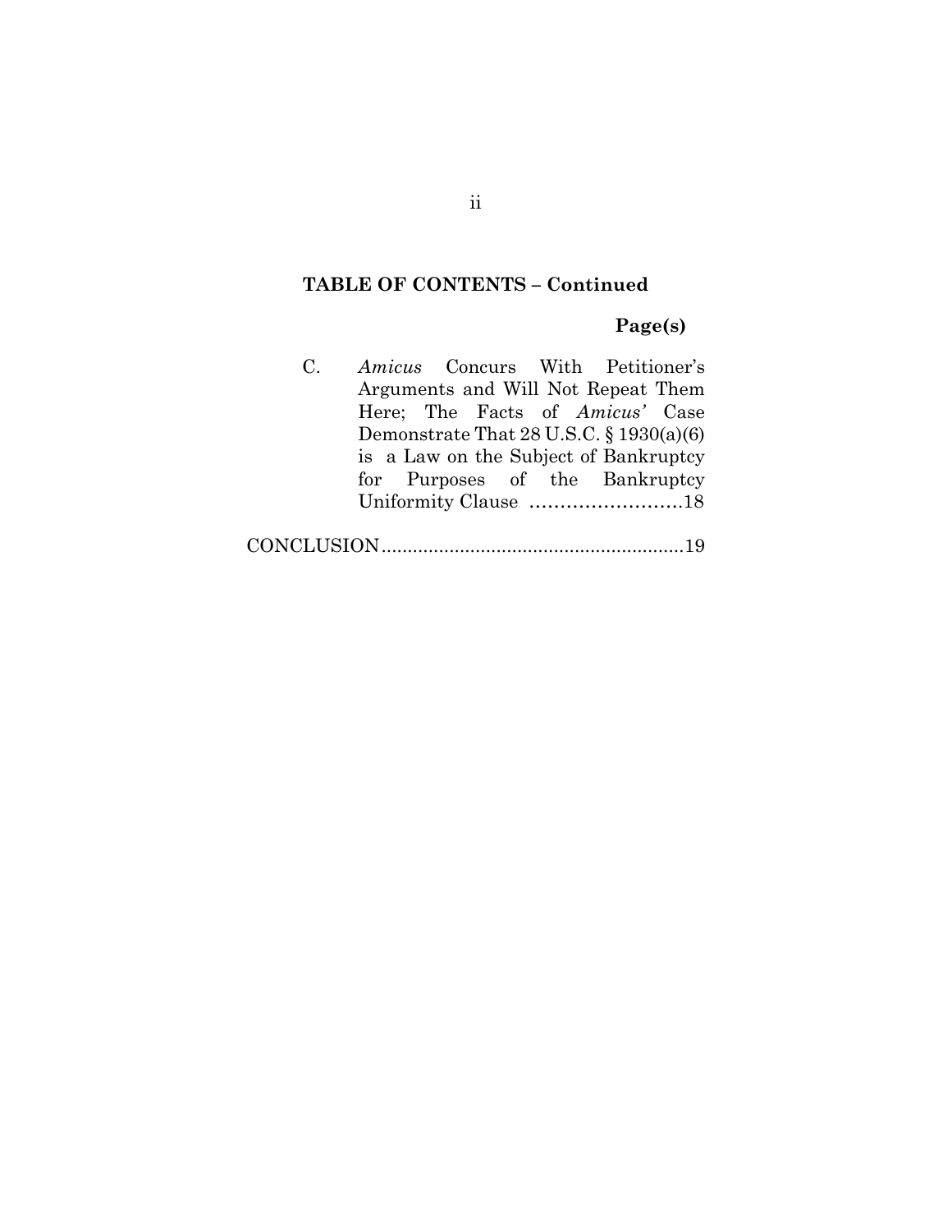**TABLE OF CONTENTS – Continued**

**Page(s)**

C. *Amicus* Concurs With Petitioner's Arguments and Will Not Repeat Them Here; The Facts of *Amicus'* Case Demonstrate That 28 U.S.C. § 1930(a)(6) is a Law on the Subject of Bankruptcy for Purposes of the Bankruptcy Uniformity Clause .........................18

CONCLUSION..........................................................19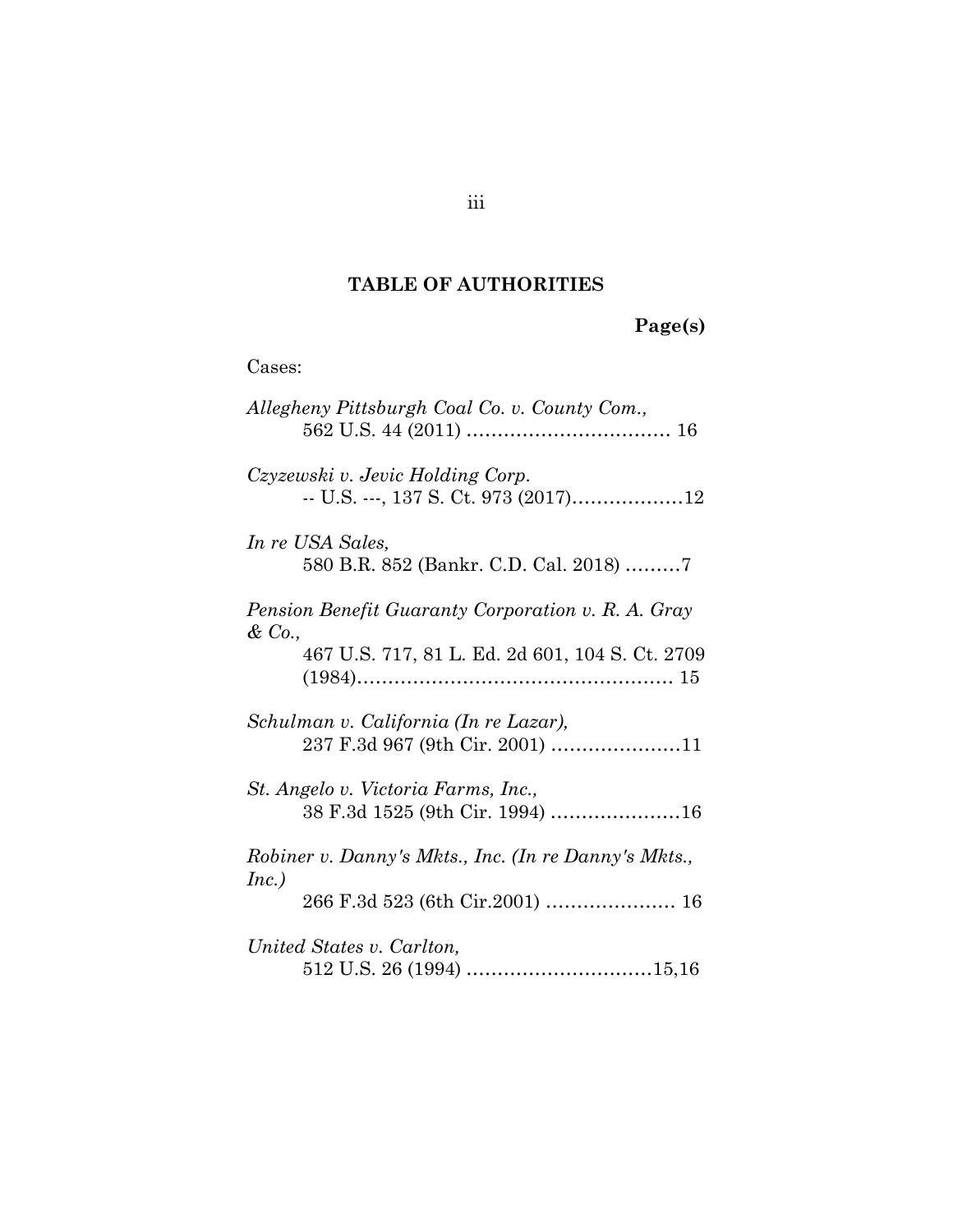## TABLE OF AUTHORITIES

**Page(s)**

Cases:

*Allegheny Pittsburgh Coal Co. v. County Com.,*
562 U.S. 44 (2011) ................................. 16

*Czyzewski v. Jevic Holding Corp.*
-- U.S. ---, 137 S. Ct. 973 (2017)..................12

*In re USA Sales,*
580 B.R. 852 (Bankr. C.D. Cal. 2018) .........7

*Pension Benefit Guaranty Corporation v. R. A. Gray & Co.,*
467 U.S. 717, 81 L. Ed. 2d 601, 104 S. Ct. 2709 (1984).................................................. 15

*Schulman v. California (In re Lazar),*
237 F.3d 967 (9th Cir. 2001) .....................11

*St. Angelo v. Victoria Farms, Inc.,*
38 F.3d 1525 (9th Cir. 1994) .....................16

*Robiner v. Danny's Mkts., Inc. (In re Danny's Mkts., Inc.)*
266 F.3d 523 (6th Cir.2001) ..................... 16

*United States v. Carlton,*
512 U.S. 26 (1994) ..............................15,16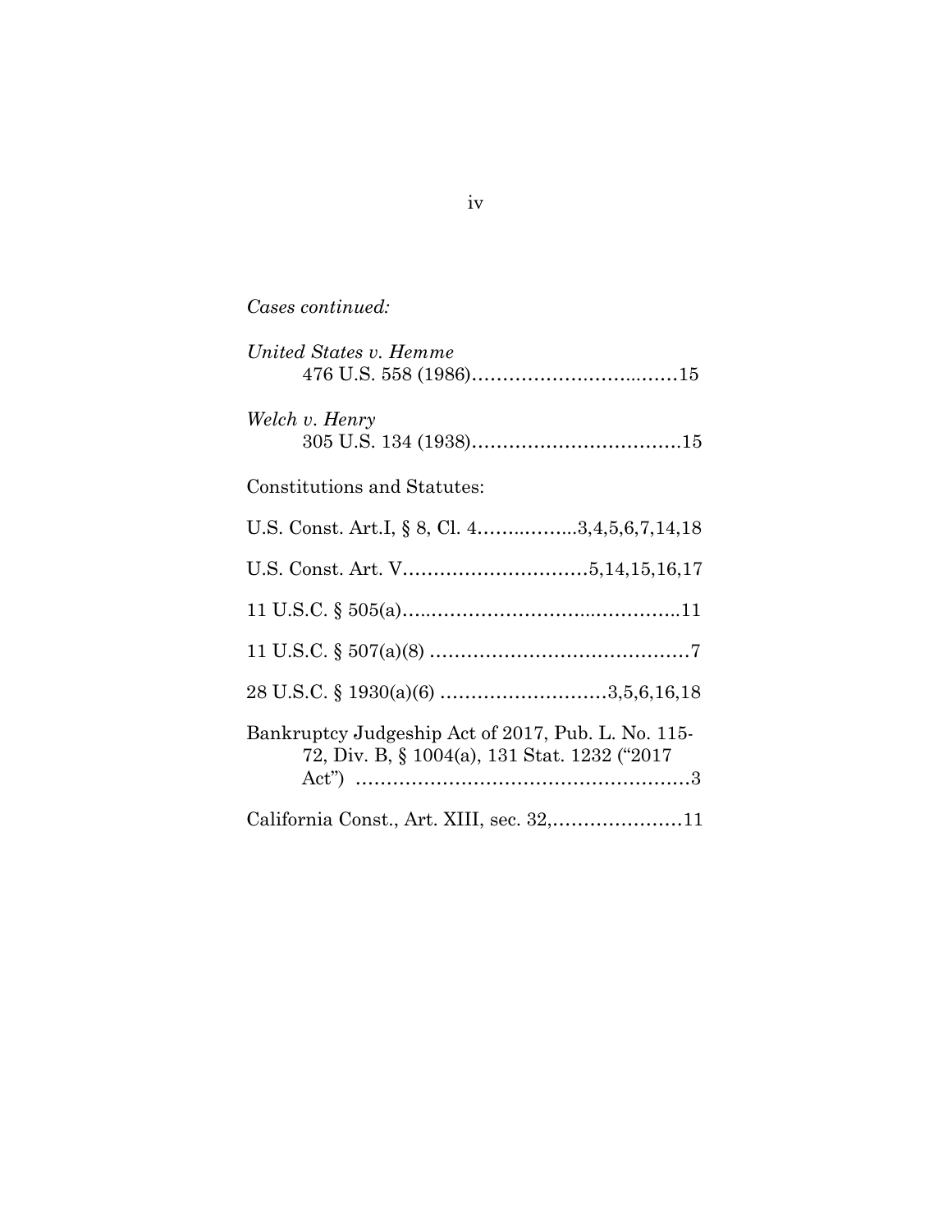*Cases continued:*

*United States v. Hemme*
476 U.S. 558 (1986)……………………..……15

*Welch v. Henry*
305 U.S. 134 (1938)……………………………15

Constitutions and Statutes:

U.S. Const. Art.I, § 8, Cl. 4………..…...3,4,5,6,7,14,18

U.S. Const. Art. V…………………………5,14,15,16,17

11 U.S.C. § 505(a)…..……………………..…………..11

11 U.S.C. § 507(a)(8) ……………………………………7

28 U.S.C. § 1930(a)(6) ………………………3,5,6,16,18

Bankruptcy Judgeship Act of 2017, Pub. L. No. 115-72, Div. B, § 1004(a), 131 Stat. 1232 ("2017 Act") ………………………………………………3

California Const., Art. XIII, sec. 32,…………………11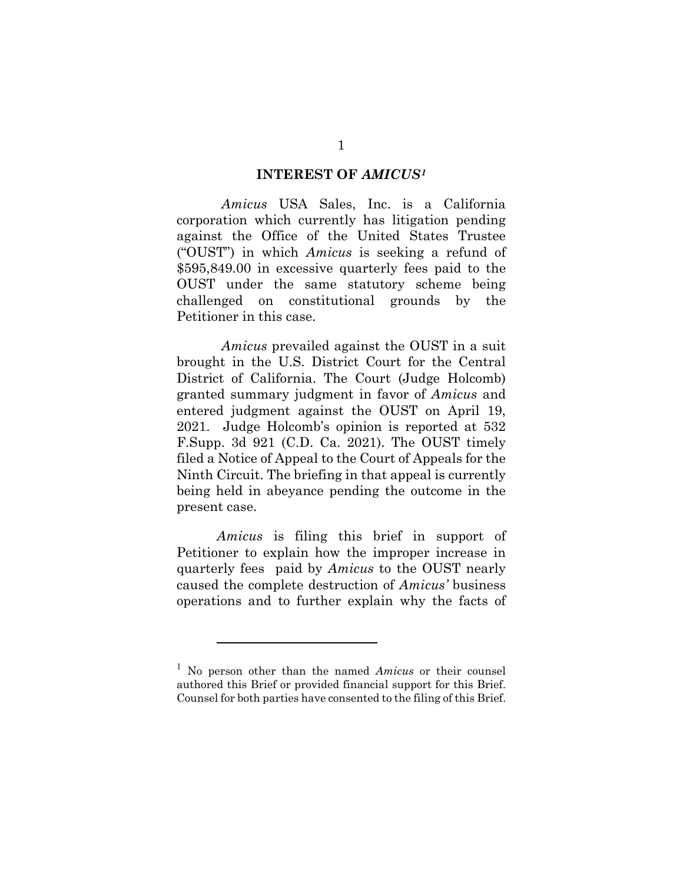## INTEREST OF *AMICUS*[1]

*Amicus* USA Sales, Inc. is a California corporation which currently has litigation pending against the Office of the United States Trustee ("OUST") in which *Amicus* is seeking a refund of $595,849.00 in excessive quarterly fees paid to the OUST under the same statutory scheme being challenged on constitutional grounds by the Petitioner in this case.

*Amicus* prevailed against the OUST in a suit brought in the U.S. District Court for the Central District of California. The Court (Judge Holcomb) granted summary judgment in favor of *Amicus* and entered judgment against the OUST on April 19, 2021. Judge Holcomb's opinion is reported at 532 F.Supp. 3d 921 (C.D. Ca. 2021). The OUST timely filed a Notice of Appeal to the Court of Appeals for the Ninth Circuit. The briefing in that appeal is currently being held in abeyance pending the outcome in the present case.

*Amicus* is filing this brief in support of Petitioner to explain how the improper increase in quarterly fees paid by *Amicus* to the OUST nearly caused the complete destruction of *Amicus'* business operations and to further explain why the facts of

---

[1] No person other than the named *Amicus* or their counsel authored this Brief or provided financial support for this Brief. Counsel for both parties have consented to the filing of this Brief.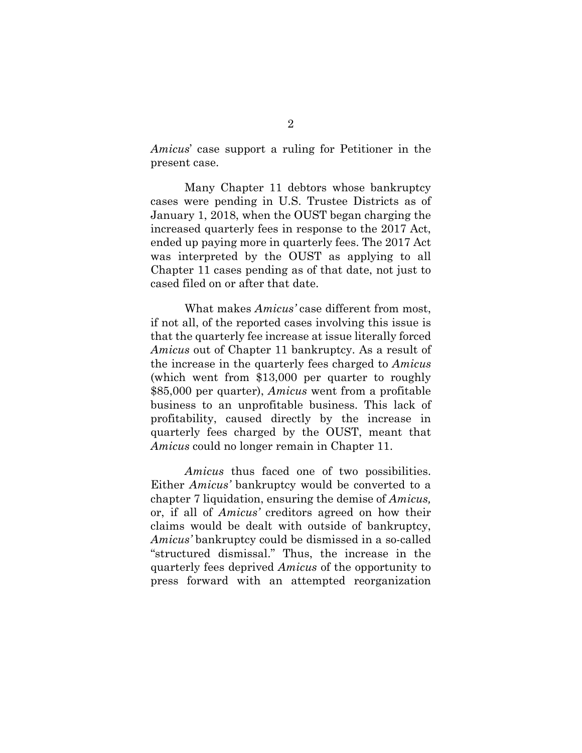*Amicus*' case support a ruling for Petitioner in the present case.

Many Chapter 11 debtors whose bankruptcy cases were pending in U.S. Trustee Districts as of January 1, 2018, when the OUST began charging the increased quarterly fees in response to the 2017 Act, ended up paying more in quarterly fees. The 2017 Act was interpreted by the OUST as applying to all Chapter 11 cases pending as of that date, not just to cased filed on or after that date.

What makes *Amicus'* case different from most, if not all, of the reported cases involving this issue is that the quarterly fee increase at issue literally forced *Amicus* out of Chapter 11 bankruptcy. As a result of the increase in the quarterly fees charged to *Amicus* (which went from $13,000 per quarter to roughly $85,000 per quarter), *Amicus* went from a profitable business to an unprofitable business. This lack of profitability, caused directly by the increase in quarterly fees charged by the OUST, meant that *Amicus* could no longer remain in Chapter 11.

*Amicus* thus faced one of two possibilities. Either *Amicus'* bankruptcy would be converted to a chapter 7 liquidation, ensuring the demise of *Amicus,* or, if all of *Amicus'* creditors agreed on how their claims would be dealt with outside of bankruptcy, *Amicus'* bankruptcy could be dismissed in a so-called "structured dismissal." Thus, the increase in the quarterly fees deprived *Amicus* of the opportunity to press forward with an attempted reorganization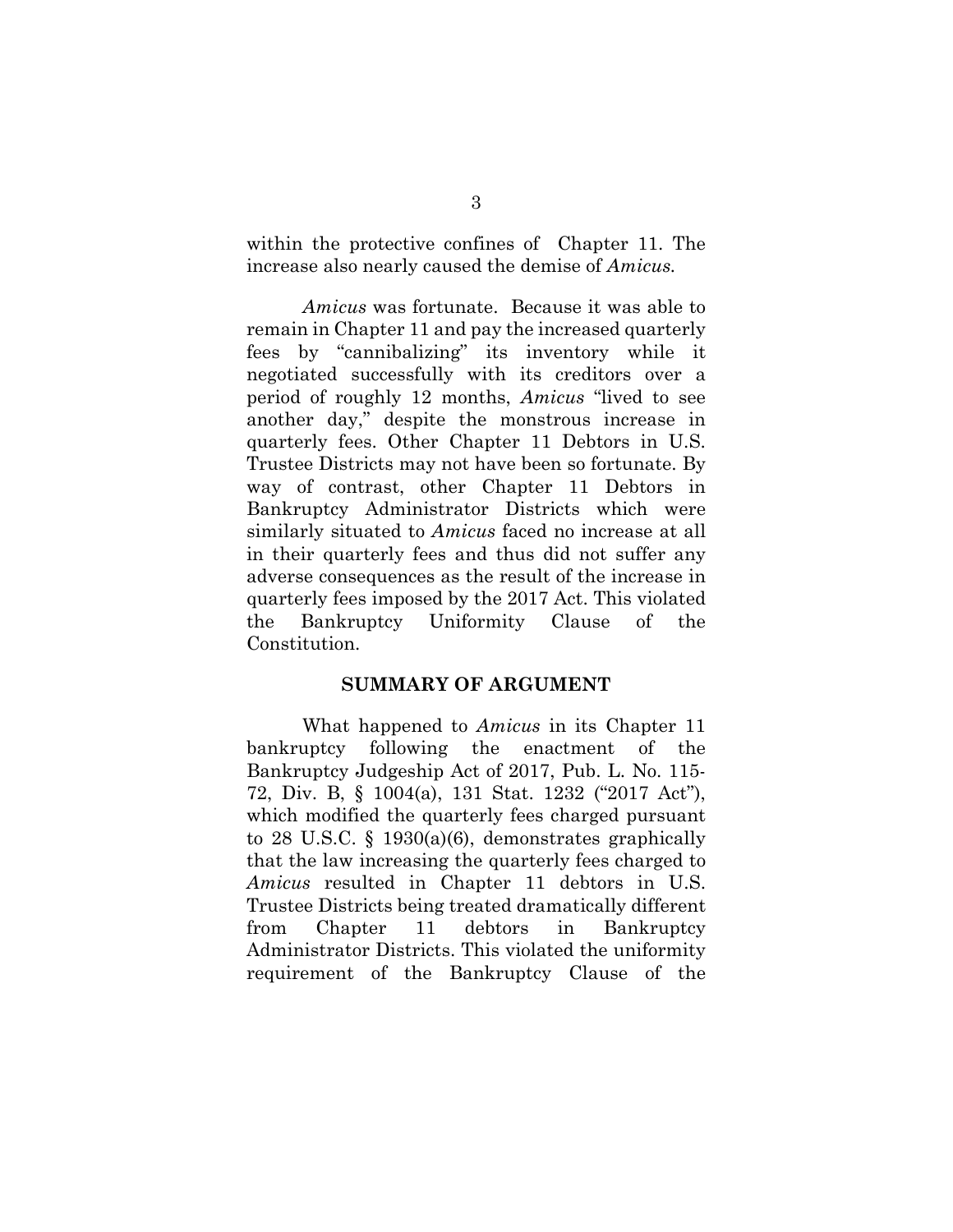within the protective confines of Chapter 11. The increase also nearly caused the demise of *Amicus.*

*Amicus* was fortunate. Because it was able to remain in Chapter 11 and pay the increased quarterly fees by "cannibalizing" its inventory while it negotiated successfully with its creditors over a period of roughly 12 months, *Amicus* "lived to see another day," despite the monstrous increase in quarterly fees. Other Chapter 11 Debtors in U.S. Trustee Districts may not have been so fortunate. By way of contrast, other Chapter 11 Debtors in Bankruptcy Administrator Districts which were similarly situated to *Amicus* faced no increase at all in their quarterly fees and thus did not suffer any adverse consequences as the result of the increase in quarterly fees imposed by the 2017 Act. This violated the Bankruptcy Uniformity Clause of the Constitution.

## SUMMARY OF ARGUMENT

What happened to *Amicus* in its Chapter 11 bankruptcy following the enactment of the Bankruptcy Judgeship Act of 2017, Pub. L. No. 115-72, Div. B, § 1004(a), 131 Stat. 1232 ("2017 Act"), which modified the quarterly fees charged pursuant to 28 U.S.C. § 1930(a)(6), demonstrates graphically that the law increasing the quarterly fees charged to *Amicus* resulted in Chapter 11 debtors in U.S. Trustee Districts being treated dramatically different from Chapter 11 debtors in Bankruptcy Administrator Districts. This violated the uniformity requirement of the Bankruptcy Clause of the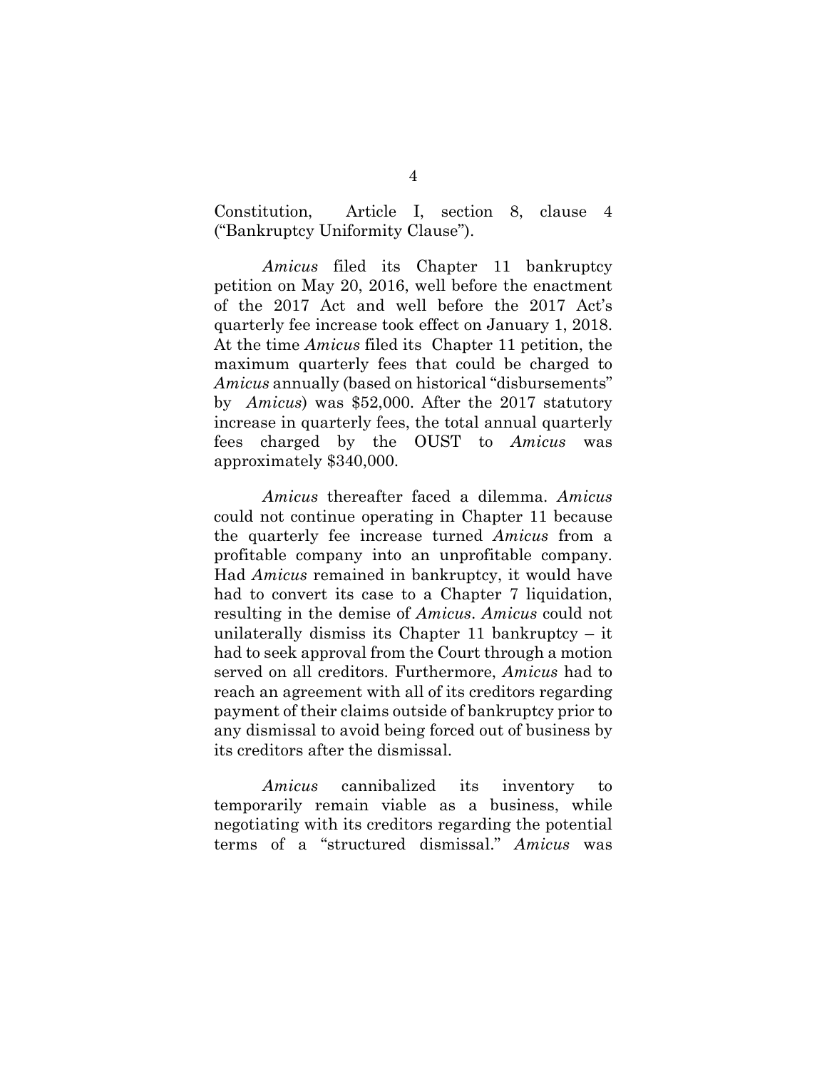Constitution, Article I, section 8, clause 4 ("Bankruptcy Uniformity Clause").

*Amicus* filed its Chapter 11 bankruptcy petition on May 20, 2016, well before the enactment of the 2017 Act and well before the 2017 Act's quarterly fee increase took effect on January 1, 2018. At the time *Amicus* filed its Chapter 11 petition, the maximum quarterly fees that could be charged to *Amicus* annually (based on historical "disbursements" by *Amicus*) was $52,000. After the 2017 statutory increase in quarterly fees, the total annual quarterly fees charged by the OUST to *Amicus* was approximately $340,000.

*Amicus* thereafter faced a dilemma. *Amicus* could not continue operating in Chapter 11 because the quarterly fee increase turned *Amicus* from a profitable company into an unprofitable company. Had *Amicus* remained in bankruptcy, it would have had to convert its case to a Chapter 7 liquidation, resulting in the demise of *Amicus*. *Amicus* could not unilaterally dismiss its Chapter 11 bankruptcy – it had to seek approval from the Court through a motion served on all creditors. Furthermore, *Amicus* had to reach an agreement with all of its creditors regarding payment of their claims outside of bankruptcy prior to any dismissal to avoid being forced out of business by its creditors after the dismissal.

*Amicus* cannibalized its inventory to temporarily remain viable as a business, while negotiating with its creditors regarding the potential terms of a "structured dismissal." *Amicus* was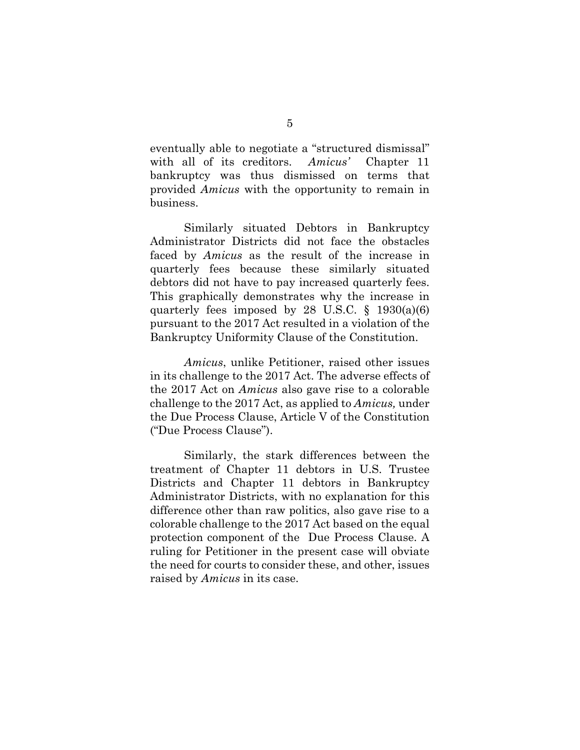eventually able to negotiate a "structured dismissal" with all of its creditors. *Amicus'* Chapter 11 bankruptcy was thus dismissed on terms that provided *Amicus* with the opportunity to remain in business.

Similarly situated Debtors in Bankruptcy Administrator Districts did not face the obstacles faced by *Amicus* as the result of the increase in quarterly fees because these similarly situated debtors did not have to pay increased quarterly fees. This graphically demonstrates why the increase in quarterly fees imposed by 28 U.S.C. § 1930(a)(6) pursuant to the 2017 Act resulted in a violation of the Bankruptcy Uniformity Clause of the Constitution.

*Amicus*, unlike Petitioner, raised other issues in its challenge to the 2017 Act. The adverse effects of the 2017 Act on *Amicus* also gave rise to a colorable challenge to the 2017 Act, as applied to *Amicus,* under the Due Process Clause, Article V of the Constitution ("Due Process Clause").

Similarly, the stark differences between the treatment of Chapter 11 debtors in U.S. Trustee Districts and Chapter 11 debtors in Bankruptcy Administrator Districts, with no explanation for this difference other than raw politics, also gave rise to a colorable challenge to the 2017 Act based on the equal protection component of the Due Process Clause. A ruling for Petitioner in the present case will obviate the need for courts to consider these, and other, issues raised by *Amicus* in its case.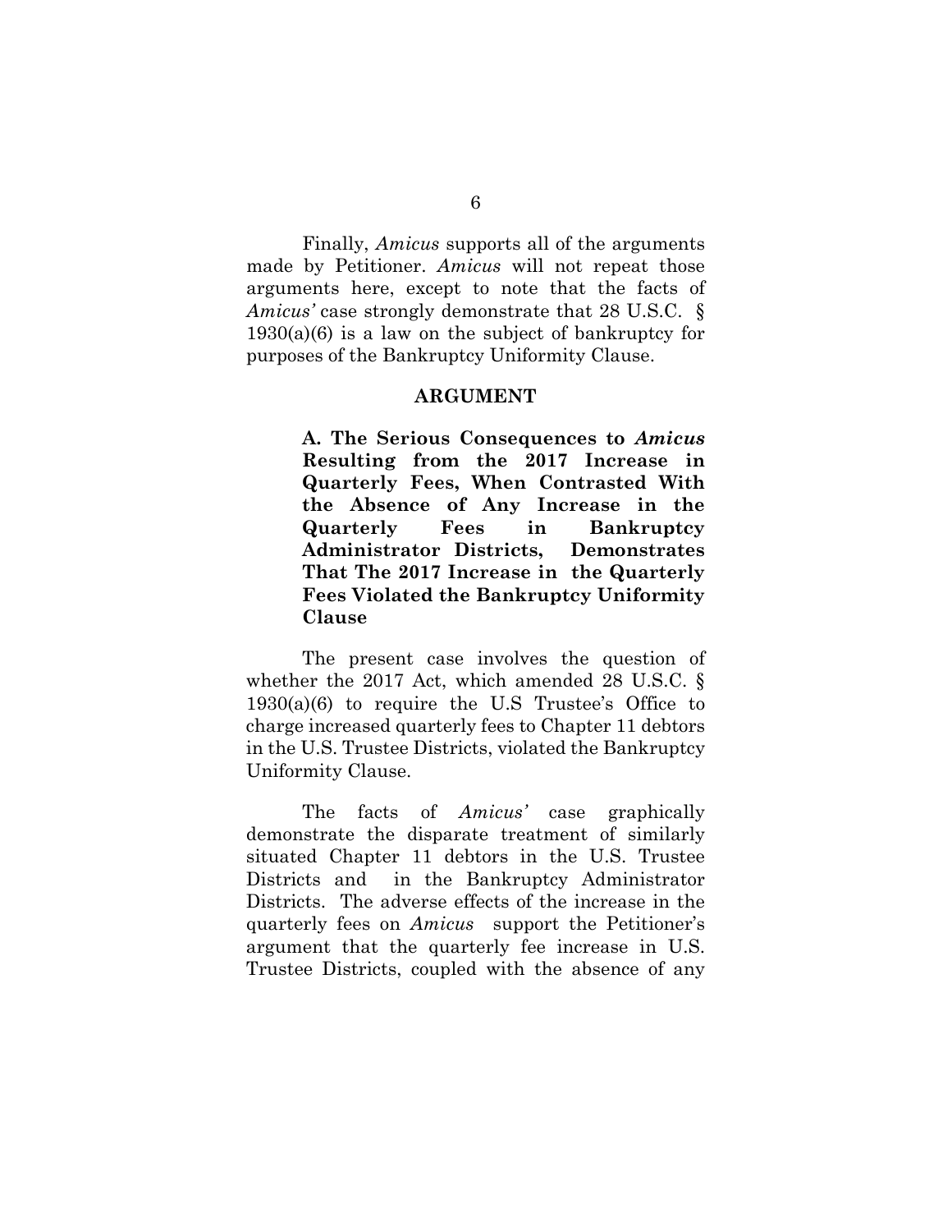Finally, *Amicus* supports all of the arguments made by Petitioner. *Amicus* will not repeat those arguments here, except to note that the facts of *Amicus'* case strongly demonstrate that 28 U.S.C. § 1930(a)(6) is a law on the subject of bankruptcy for purposes of the Bankruptcy Uniformity Clause.

## ARGUMENT

### A. The Serious Consequences to *Amicus* Resulting from the 2017 Increase in Quarterly Fees, When Contrasted With the Absence of Any Increase in the Quarterly Fees in Bankruptcy Administrator Districts, Demonstrates That The 2017 Increase in the Quarterly Fees Violated the Bankruptcy Uniformity Clause

The present case involves the question of whether the 2017 Act, which amended 28 U.S.C. § 1930(a)(6) to require the U.S Trustee's Office to charge increased quarterly fees to Chapter 11 debtors in the U.S. Trustee Districts, violated the Bankruptcy Uniformity Clause.

The facts of *Amicus'* case graphically demonstrate the disparate treatment of similarly situated Chapter 11 debtors in the U.S. Trustee Districts and in the Bankruptcy Administrator Districts. The adverse effects of the increase in the quarterly fees on *Amicus* support the Petitioner's argument that the quarterly fee increase in U.S. Trustee Districts, coupled with the absence of any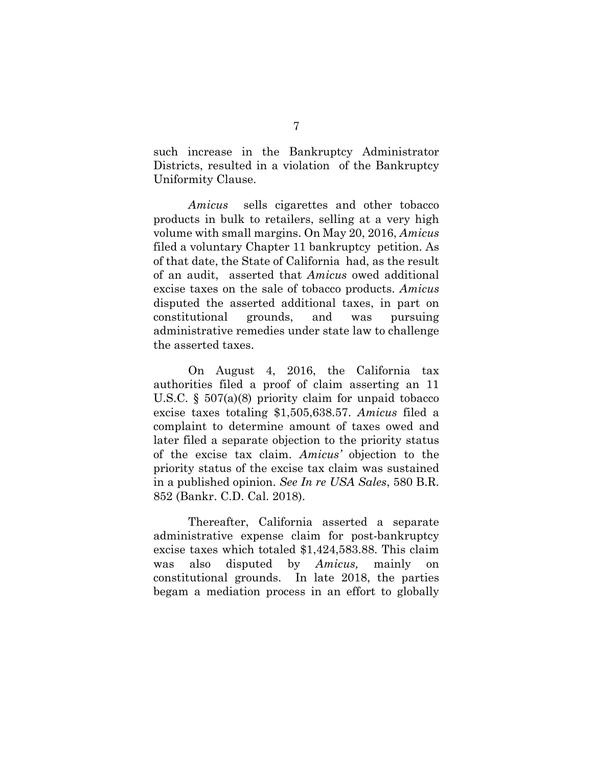such increase in the Bankruptcy Administrator Districts, resulted in a violation of the Bankruptcy Uniformity Clause.

*Amicus* sells cigarettes and other tobacco products in bulk to retailers, selling at a very high volume with small margins. On May 20, 2016, *Amicus* filed a voluntary Chapter 11 bankruptcy petition. As of that date, the State of California had, as the result of an audit, asserted that *Amicus* owed additional excise taxes on the sale of tobacco products. *Amicus* disputed the asserted additional taxes, in part on constitutional grounds, and was pursuing administrative remedies under state law to challenge the asserted taxes.

On August 4, 2016, the California tax authorities filed a proof of claim asserting an 11 U.S.C. § 507(a)(8) priority claim for unpaid tobacco excise taxes totaling $1,505,638.57. *Amicus* filed a complaint to determine amount of taxes owed and later filed a separate objection to the priority status of the excise tax claim. *Amicus'* objection to the priority status of the excise tax claim was sustained in a published opinion. *See In re USA Sales*, 580 B.R. 852 (Bankr. C.D. Cal. 2018).

Thereafter, California asserted a separate administrative expense claim for post-bankruptcy excise taxes which totaled $1,424,583.88. This claim was also disputed by *Amicus,* mainly on constitutional grounds. In late 2018, the parties begam a mediation process in an effort to globally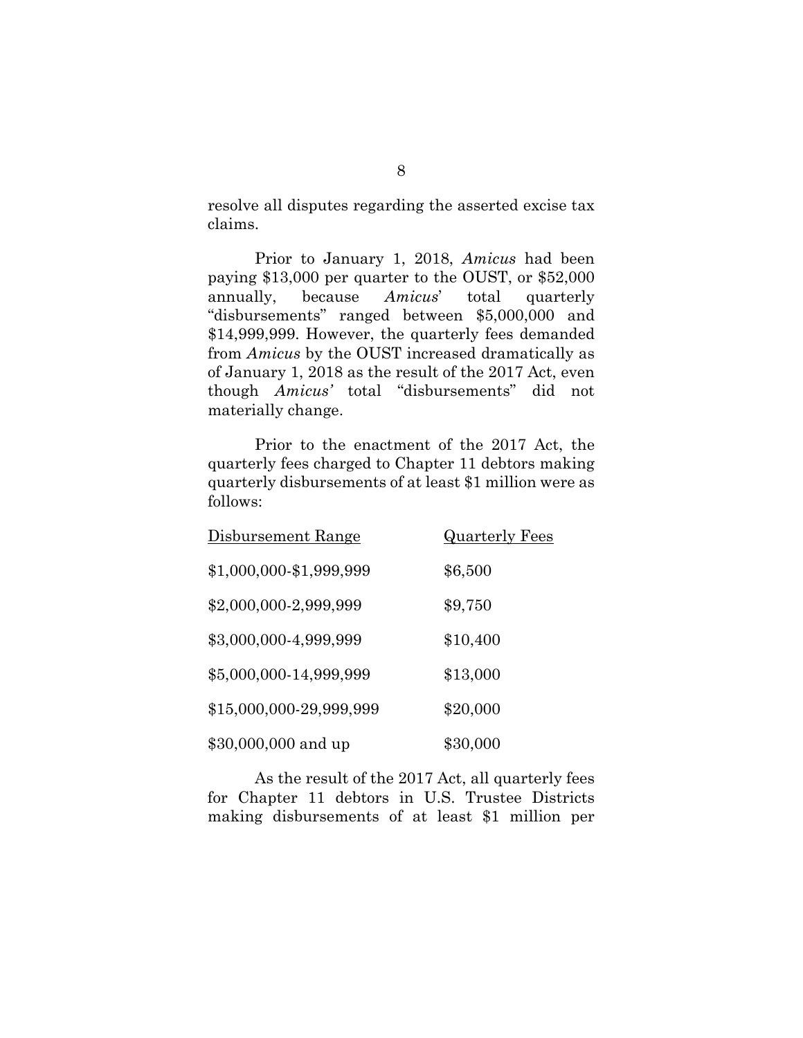resolve all disputes regarding the asserted excise tax claims.

Prior to January 1, 2018, *Amicus* had been paying $13,000 per quarter to the OUST, or $52,000 annually, because *Amicus*' total quarterly "disbursements" ranged between $5,000,000 and $14,999,999. However, the quarterly fees demanded from *Amicus* by the OUST increased dramatically as of January 1, 2018 as the result of the 2017 Act, even though *Amicus'* total "disbursements" did not materially change.

Prior to the enactment of the 2017 Act, the quarterly fees charged to Chapter 11 debtors making quarterly disbursements of at least $1 million were as follows:

| Disbursement Range | Quarterly Fees |
|---|---|
| $1,000,000-$1,999,999 | $6,500 |
| $2,000,000-2,999,999 | $9,750 |
| $3,000,000-4,999,999 | $10,400 |
| $5,000,000-14,999,999 | $13,000 |
| $15,000,000-29,999,999 | $20,000 |
| $30,000,000 and up | $30,000 |

As the result of the 2017 Act, all quarterly fees for Chapter 11 debtors in U.S. Trustee Districts making disbursements of at least $1 million per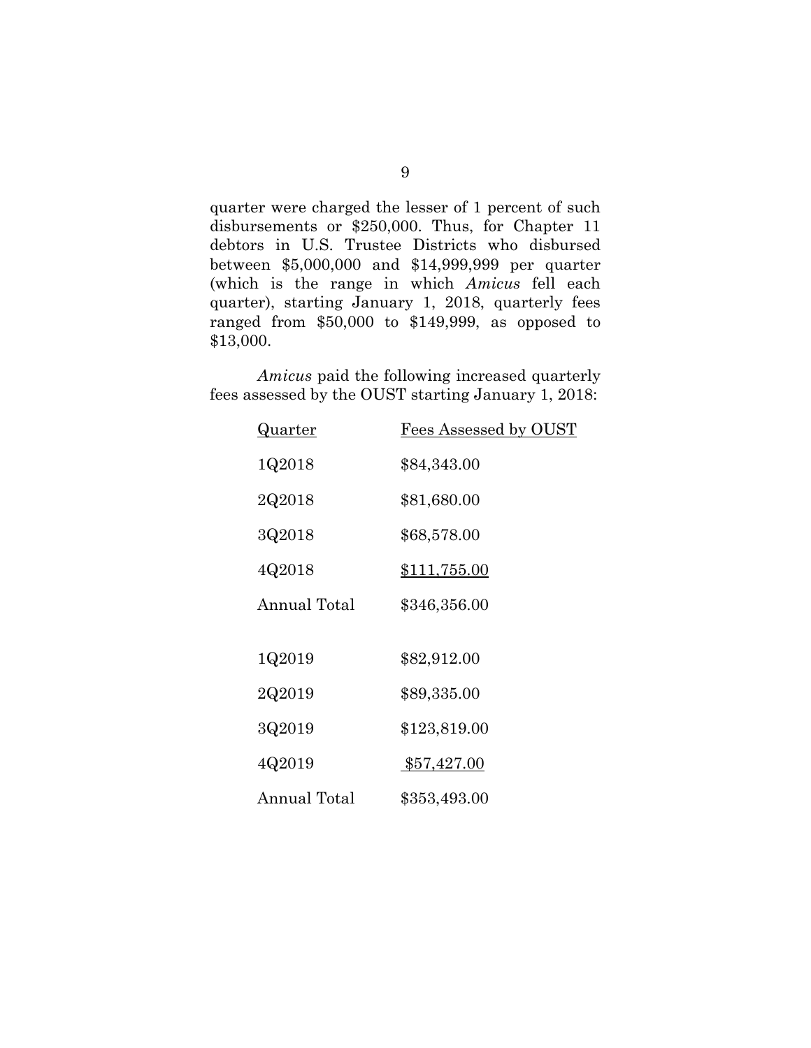quarter were charged the lesser of 1 percent of such disbursements or $250,000. Thus, for Chapter 11 debtors in U.S. Trustee Districts who disbursed between $5,000,000 and $14,999,999 per quarter (which is the range in which *Amicus* fell each quarter), starting January 1, 2018, quarterly fees ranged from $50,000 to $149,999, as opposed to $13,000.

*Amicus* paid the following increased quarterly fees assessed by the OUST starting January 1, 2018:

| Quarter | Fees Assessed by OUST |
|---|---|
| 1Q2018 | $84,343.00 |
| 2Q2018 | $81,680.00 |
| 3Q2018 | $68,578.00 |
| 4Q2018 | $111,755.00 |
| Annual Total | $346,356.00 |
| | |
| 1Q2019 | $82,912.00 |
| 2Q2019 | $89,335.00 |
| 3Q2019 | $123,819.00 |
| 4Q2019 | $57,427.00 |
| Annual Total | $353,493.00 |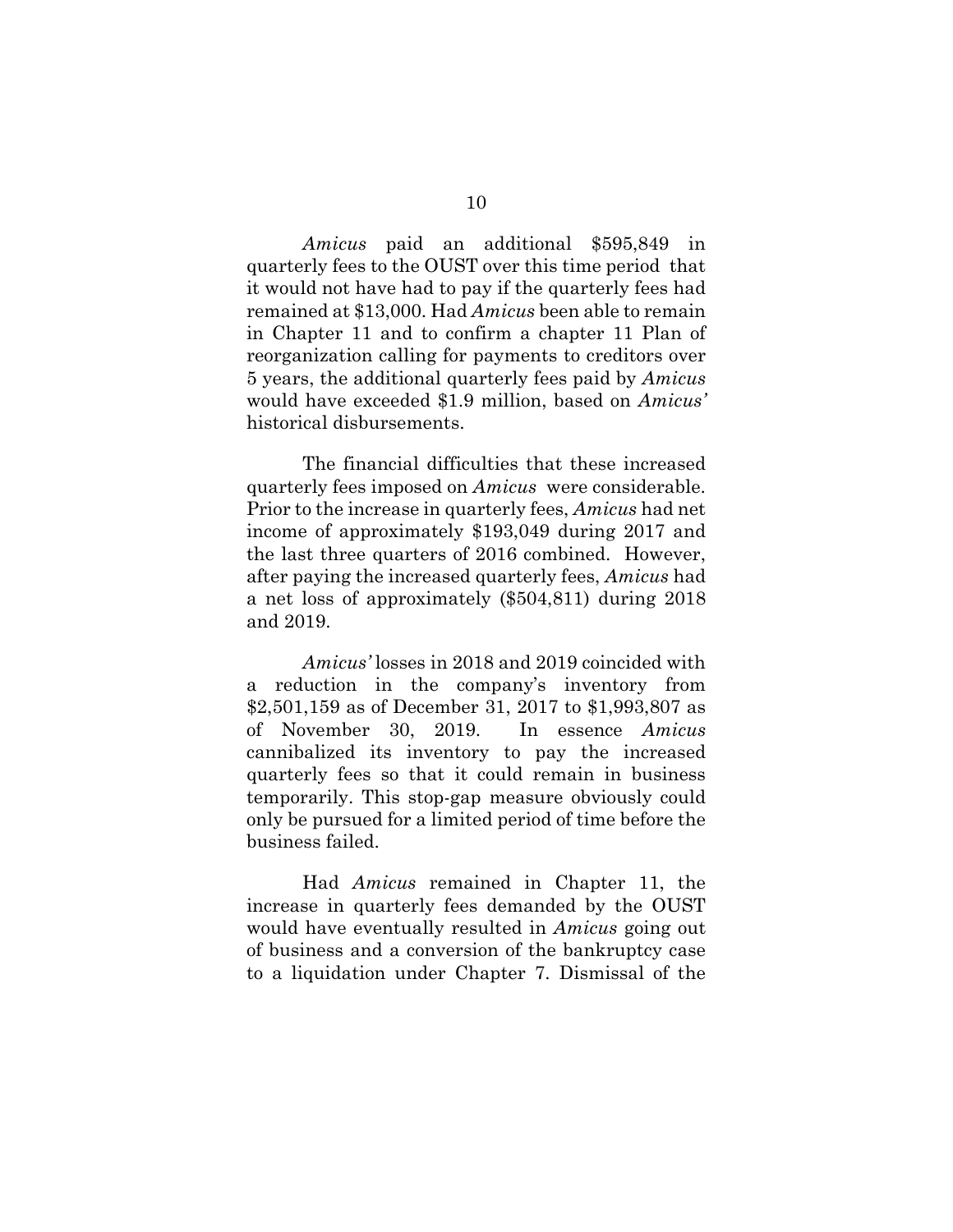*Amicus* paid an additional $595,849 in quarterly fees to the OUST over this time period that it would not have had to pay if the quarterly fees had remained at $13,000. Had *Amicus* been able to remain in Chapter 11 and to confirm a chapter 11 Plan of reorganization calling for payments to creditors over 5 years, the additional quarterly fees paid by *Amicus* would have exceeded $1.9 million, based on *Amicus'* historical disbursements.

The financial difficulties that these increased quarterly fees imposed on *Amicus* were considerable. Prior to the increase in quarterly fees, *Amicus* had net income of approximately $193,049 during 2017 and the last three quarters of 2016 combined. However, after paying the increased quarterly fees, *Amicus* had a net loss of approximately ($504,811) during 2018 and 2019.

*Amicus'* losses in 2018 and 2019 coincided with a reduction in the company's inventory from $2,501,159 as of December 31, 2017 to $1,993,807 as of November 30, 2019. In essence *Amicus* cannibalized its inventory to pay the increased quarterly fees so that it could remain in business temporarily. This stop-gap measure obviously could only be pursued for a limited period of time before the business failed.

Had *Amicus* remained in Chapter 11, the increase in quarterly fees demanded by the OUST would have eventually resulted in *Amicus* going out of business and a conversion of the bankruptcy case to a liquidation under Chapter 7. Dismissal of the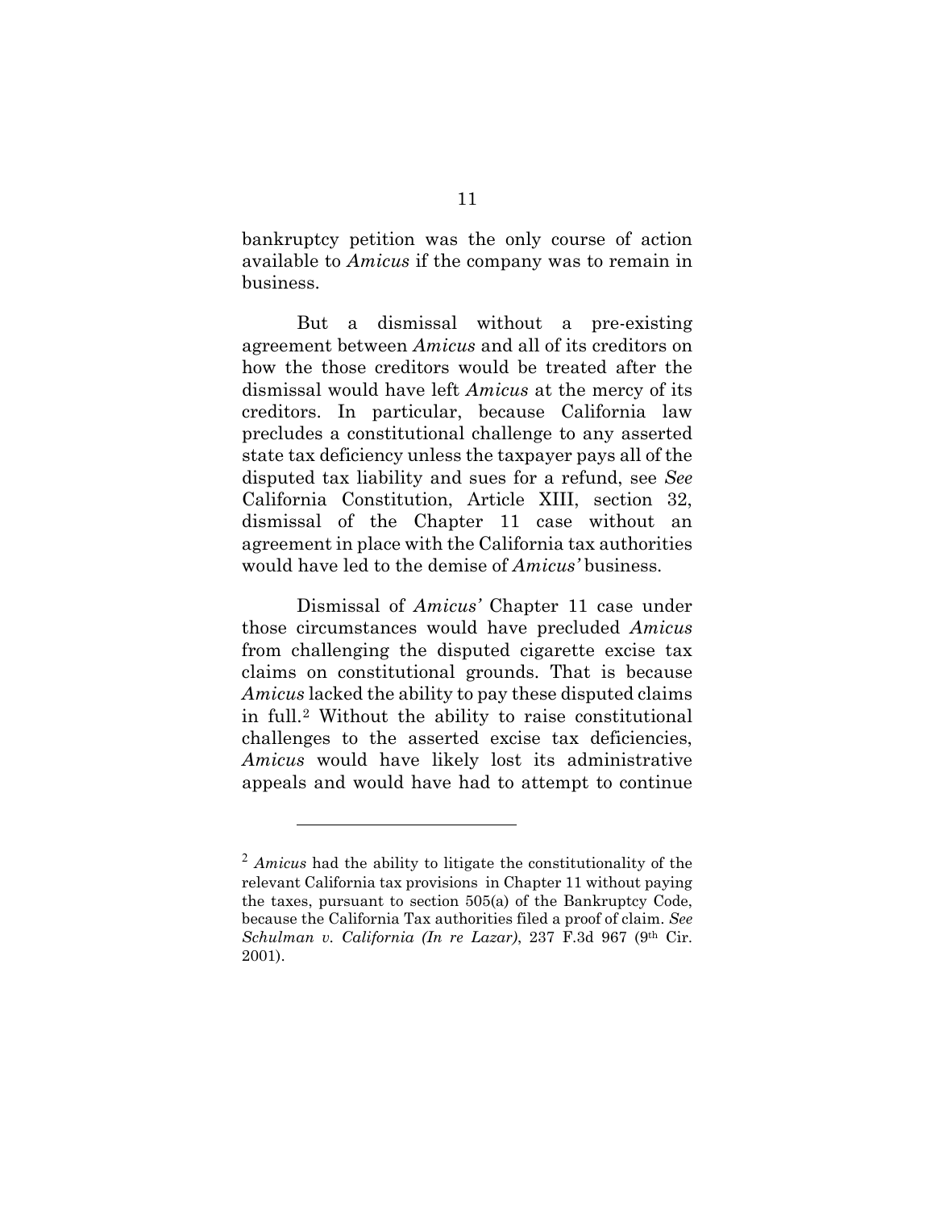bankruptcy petition was the only course of action available to *Amicus* if the company was to remain in business.

But a dismissal without a pre-existing agreement between *Amicus* and all of its creditors on how the those creditors would be treated after the dismissal would have left *Amicus* at the mercy of its creditors. In particular, because California law precludes a constitutional challenge to any asserted state tax deficiency unless the taxpayer pays all of the disputed tax liability and sues for a refund, see *See* California Constitution, Article XIII, section 32, dismissal of the Chapter 11 case without an agreement in place with the California tax authorities would have led to the demise of *Amicus'* business.

Dismissal of *Amicus'* Chapter 11 case under those circumstances would have precluded *Amicus* from challenging the disputed cigarette excise tax claims on constitutional grounds. That is because *Amicus* lacked the ability to pay these disputed claims in full.[2] Without the ability to raise constitutional challenges to the asserted excise tax deficiencies, *Amicus* would have likely lost its administrative appeals and would have had to attempt to continue

---

[2] *Amicus* had the ability to litigate the constitutionality of the relevant California tax provisions in Chapter 11 without paying the taxes, pursuant to section 505(a) of the Bankruptcy Code, because the California Tax authorities filed a proof of claim. *See Schulman v. California (In re Lazar)*, 237 F.3d 967 (9th Cir. 2001).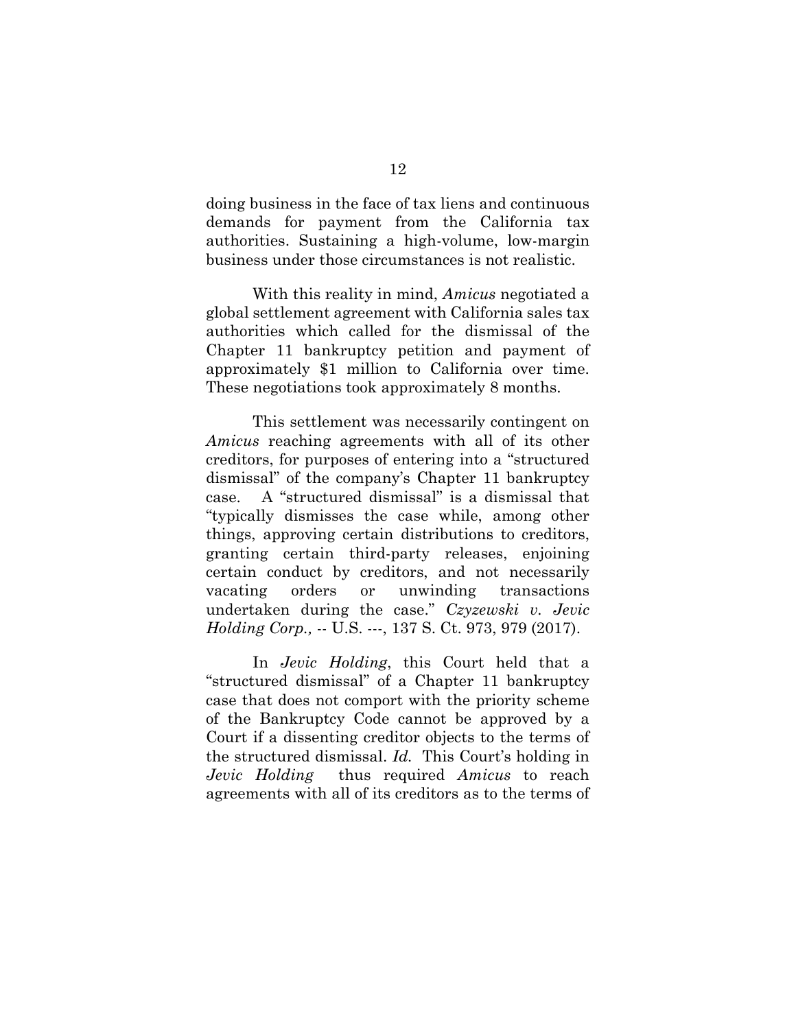doing business in the face of tax liens and continuous demands for payment from the California tax authorities. Sustaining a high-volume, low-margin business under those circumstances is not realistic.

With this reality in mind, *Amicus* negotiated a global settlement agreement with California sales tax authorities which called for the dismissal of the Chapter 11 bankruptcy petition and payment of approximately $1 million to California over time. These negotiations took approximately 8 months.

This settlement was necessarily contingent on *Amicus* reaching agreements with all of its other creditors, for purposes of entering into a "structured dismissal" of the company's Chapter 11 bankruptcy case. A "structured dismissal" is a dismissal that "typically dismisses the case while, among other things, approving certain distributions to creditors, granting certain third-party releases, enjoining certain conduct by creditors, and not necessarily vacating orders or unwinding transactions undertaken during the case." *Czyzewski v. Jevic Holding Corp.,* -- U.S. ---, 137 S. Ct. 973, 979 (2017).

In *Jevic Holding*, this Court held that a "structured dismissal" of a Chapter 11 bankruptcy case that does not comport with the priority scheme of the Bankruptcy Code cannot be approved by a Court if a dissenting creditor objects to the terms of the structured dismissal. *Id.* This Court's holding in *Jevic Holding* thus required *Amicus* to reach agreements with all of its creditors as to the terms of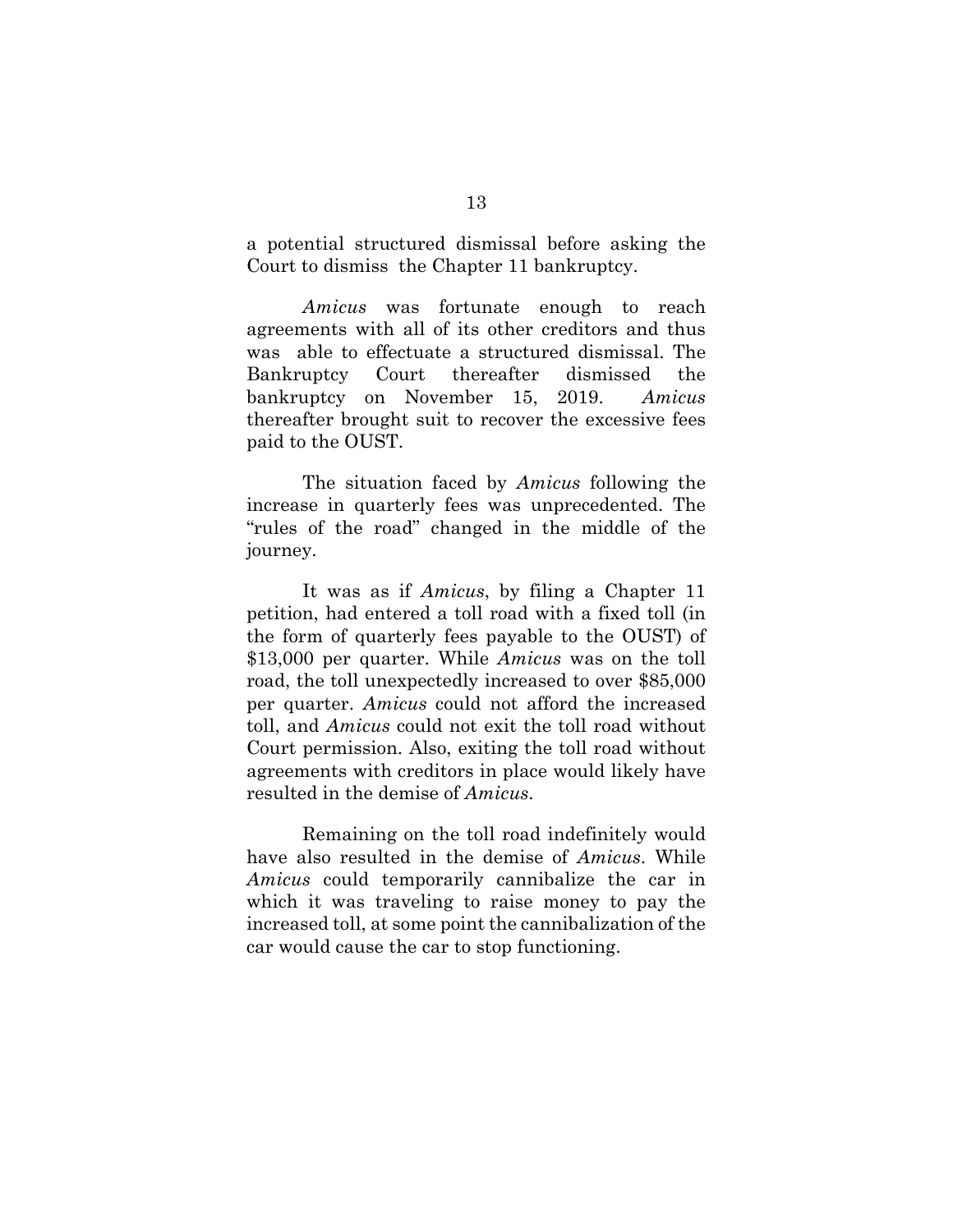a potential structured dismissal before asking the Court to dismiss the Chapter 11 bankruptcy.

*Amicus* was fortunate enough to reach agreements with all of its other creditors and thus was able to effectuate a structured dismissal. The Bankruptcy Court thereafter dismissed the bankruptcy on November 15, 2019. *Amicus* thereafter brought suit to recover the excessive fees paid to the OUST.

The situation faced by *Amicus* following the increase in quarterly fees was unprecedented. The "rules of the road" changed in the middle of the journey.

It was as if *Amicus*, by filing a Chapter 11 petition, had entered a toll road with a fixed toll (in the form of quarterly fees payable to the OUST) of $13,000 per quarter. While *Amicus* was on the toll road, the toll unexpectedly increased to over $85,000 per quarter. *Amicus* could not afford the increased toll, and *Amicus* could not exit the toll road without Court permission. Also, exiting the toll road without agreements with creditors in place would likely have resulted in the demise of *Amicus*.

Remaining on the toll road indefinitely would have also resulted in the demise of *Amicus*. While *Amicus* could temporarily cannibalize the car in which it was traveling to raise money to pay the increased toll, at some point the cannibalization of the car would cause the car to stop functioning.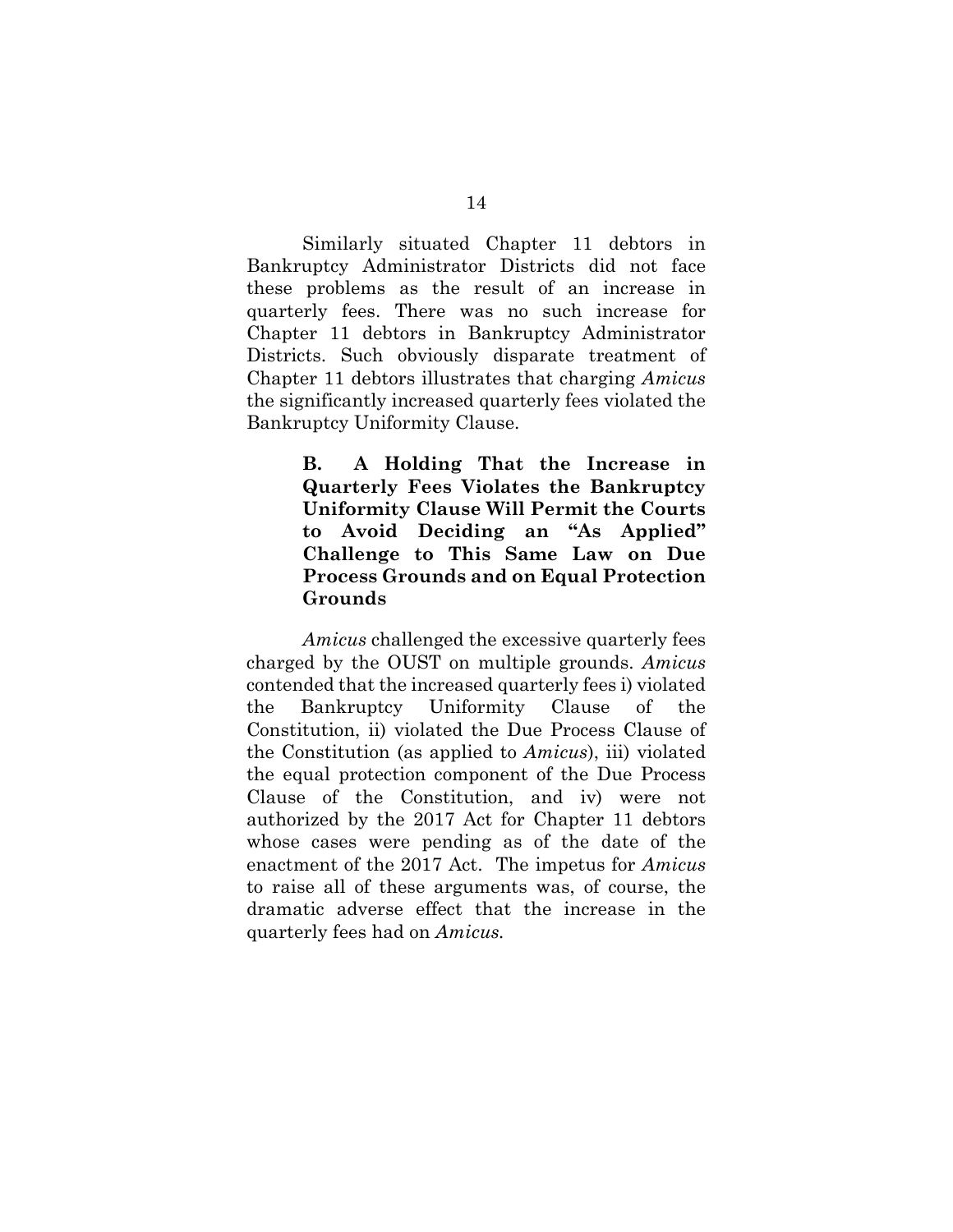Similarly situated Chapter 11 debtors in Bankruptcy Administrator Districts did not face these problems as the result of an increase in quarterly fees. There was no such increase for Chapter 11 debtors in Bankruptcy Administrator Districts. Such obviously disparate treatment of Chapter 11 debtors illustrates that charging *Amicus* the significantly increased quarterly fees violated the Bankruptcy Uniformity Clause.

### B. A Holding That the Increase in Quarterly Fees Violates the Bankruptcy Uniformity Clause Will Permit the Courts to Avoid Deciding an "As Applied" Challenge to This Same Law on Due Process Grounds and on Equal Protection Grounds

*Amicus* challenged the excessive quarterly fees charged by the OUST on multiple grounds. *Amicus* contended that the increased quarterly fees i) violated the Bankruptcy Uniformity Clause of the Constitution, ii) violated the Due Process Clause of the Constitution (as applied to *Amicus*), iii) violated the equal protection component of the Due Process Clause of the Constitution, and iv) were not authorized by the 2017 Act for Chapter 11 debtors whose cases were pending as of the date of the enactment of the 2017 Act. The impetus for *Amicus* to raise all of these arguments was, of course, the dramatic adverse effect that the increase in the quarterly fees had on *Amicus.*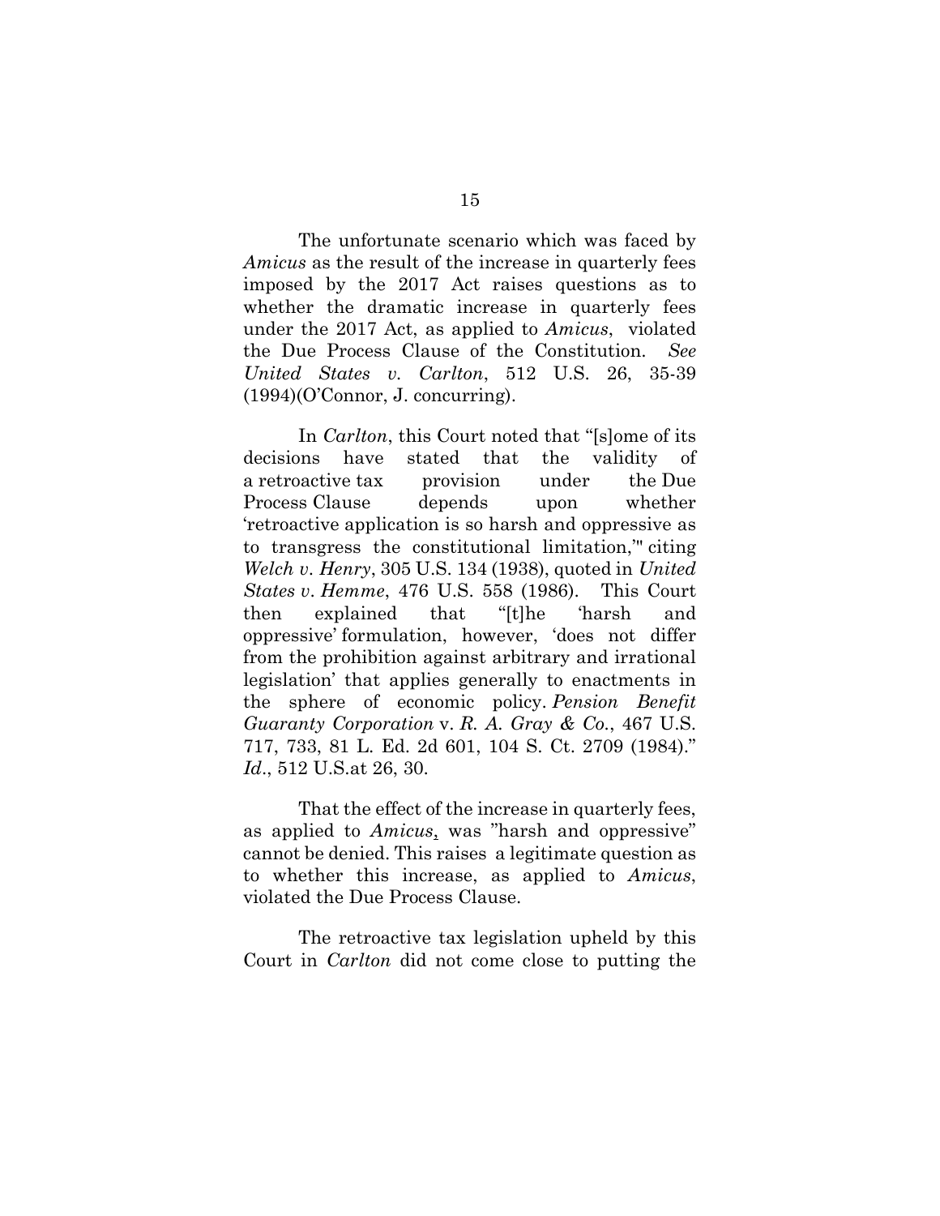The unfortunate scenario which was faced by *Amicus* as the result of the increase in quarterly fees imposed by the 2017 Act raises questions as to whether the dramatic increase in quarterly fees under the 2017 Act, as applied to *Amicus*, violated the Due Process Clause of the Constitution. *See United States v. Carlton*, 512 U.S. 26, 35-39 (1994)(O'Connor, J. concurring).

In *Carlton*, this Court noted that "[s]ome of its decisions have stated that the validity of a retroactive tax provision under the Due Process Clause depends upon whether 'retroactive application is so harsh and oppressive as to transgress the constitutional limitation,'" citing *Welch v. Henry*, 305 U.S. 134 (1938), quoted in *United States v. Hemme*, 476 U.S. 558 (1986). This Court then explained that "[t]he 'harsh and oppressive' formulation, however, 'does not differ from the prohibition against arbitrary and irrational legislation' that applies generally to enactments in the sphere of economic policy. *Pension Benefit Guaranty Corporation* v. *R. A. Gray & Co.*, 467 U.S. 717, 733, 81 L. Ed. 2d 601, 104 S. Ct. 2709 (1984)." *Id*., 512 U.S.at 26, 30.

That the effect of the increase in quarterly fees, as applied to *Amicus*, was "harsh and oppressive" cannot be denied. This raises a legitimate question as to whether this increase, as applied to *Amicus*, violated the Due Process Clause.

The retroactive tax legislation upheld by this Court in *Carlton* did not come close to putting the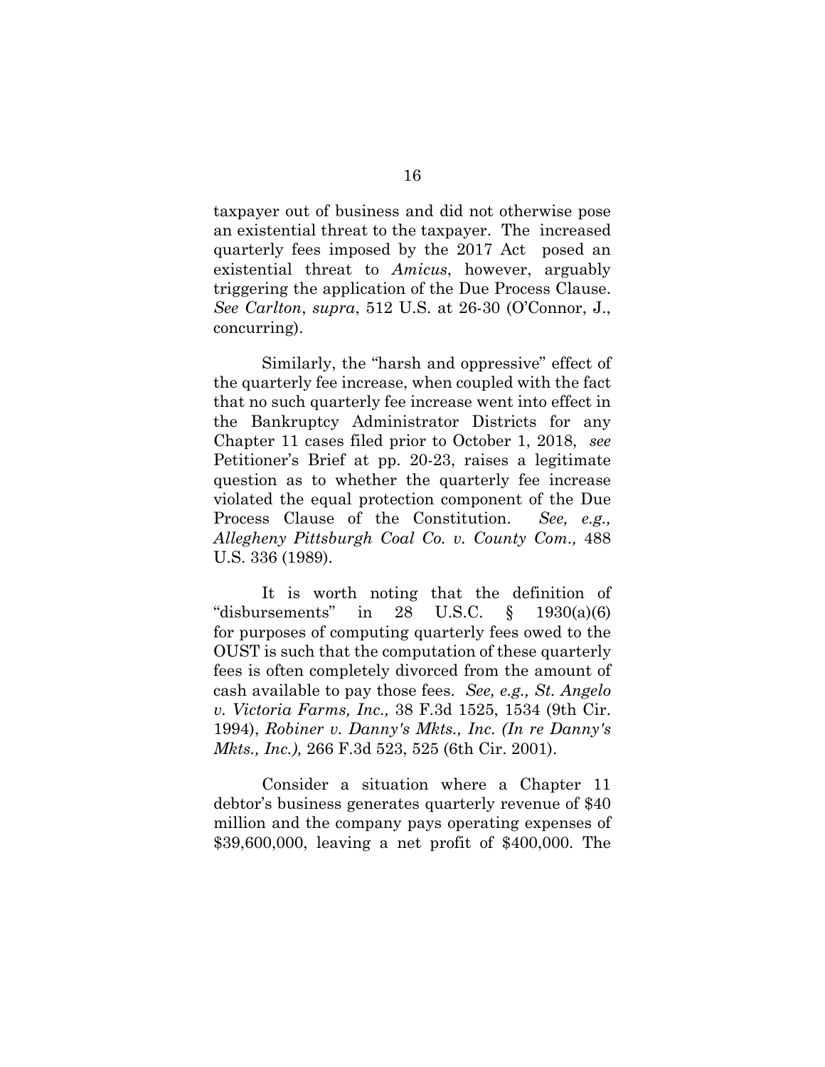taxpayer out of business and did not otherwise pose an existential threat to the taxpayer. The increased quarterly fees imposed by the 2017 Act posed an existential threat to *Amicus*, however, arguably triggering the application of the Due Process Clause. *See Carlton*, *supra*, 512 U.S. at 26-30 (O'Connor, J., concurring).

Similarly, the "harsh and oppressive" effect of the quarterly fee increase, when coupled with the fact that no such quarterly fee increase went into effect in the Bankruptcy Administrator Districts for any Chapter 11 cases filed prior to October 1, 2018, *see* Petitioner's Brief at pp. 20-23, raises a legitimate question as to whether the quarterly fee increase violated the equal protection component of the Due Process Clause of the Constitution. *See, e.g., Allegheny Pittsburgh Coal Co. v. County Com.,* 488 U.S. 336 (1989).

It is worth noting that the definition of "disbursements" in 28 U.S.C. § 1930(a)(6) for purposes of computing quarterly fees owed to the OUST is such that the computation of these quarterly fees is often completely divorced from the amount of cash available to pay those fees. *See, e.g., St. Angelo v. Victoria Farms, Inc.,* 38 F.3d 1525, 1534 (9th Cir. 1994), *Robiner v. Danny's Mkts., Inc. (In re Danny's Mkts., Inc.),* 266 F.3d 523, 525 (6th Cir. 2001).

Consider a situation where a Chapter 11 debtor's business generates quarterly revenue of $40 million and the company pays operating expenses of $39,600,000, leaving a net profit of $400,000. The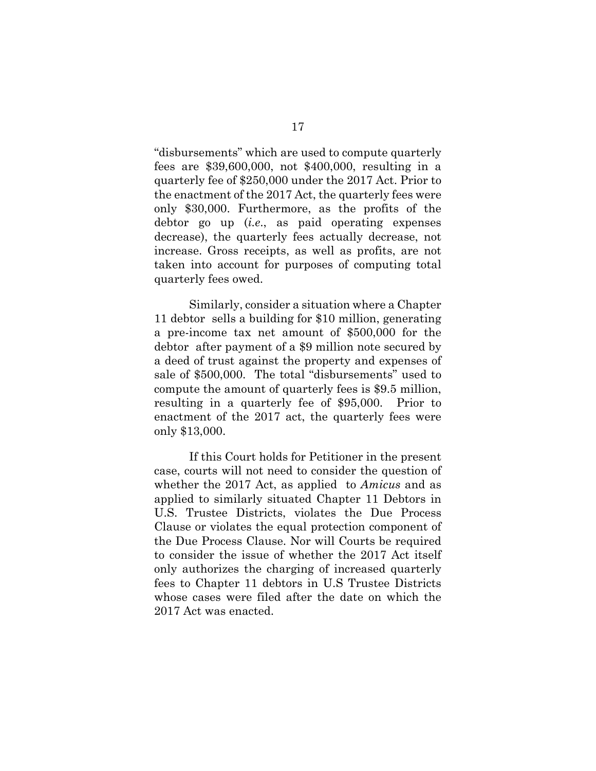"disbursements" which are used to compute quarterly fees are $39,600,000, not $400,000, resulting in a quarterly fee of $250,000 under the 2017 Act. Prior to the enactment of the 2017 Act, the quarterly fees were only $30,000. Furthermore, as the profits of the debtor go up (*i.e.*, as paid operating expenses decrease), the quarterly fees actually decrease, not increase. Gross receipts, as well as profits, are not taken into account for purposes of computing total quarterly fees owed.

Similarly, consider a situation where a Chapter 11 debtor sells a building for $10 million, generating a pre-income tax net amount of $500,000 for the debtor after payment of a $9 million note secured by a deed of trust against the property and expenses of sale of $500,000. The total "disbursements" used to compute the amount of quarterly fees is $9.5 million, resulting in a quarterly fee of $95,000. Prior to enactment of the 2017 act, the quarterly fees were only $13,000.

If this Court holds for Petitioner in the present case, courts will not need to consider the question of whether the 2017 Act, as applied to *Amicus* and as applied to similarly situated Chapter 11 Debtors in U.S. Trustee Districts, violates the Due Process Clause or violates the equal protection component of the Due Process Clause. Nor will Courts be required to consider the issue of whether the 2017 Act itself only authorizes the charging of increased quarterly fees to Chapter 11 debtors in U.S Trustee Districts whose cases were filed after the date on which the 2017 Act was enacted.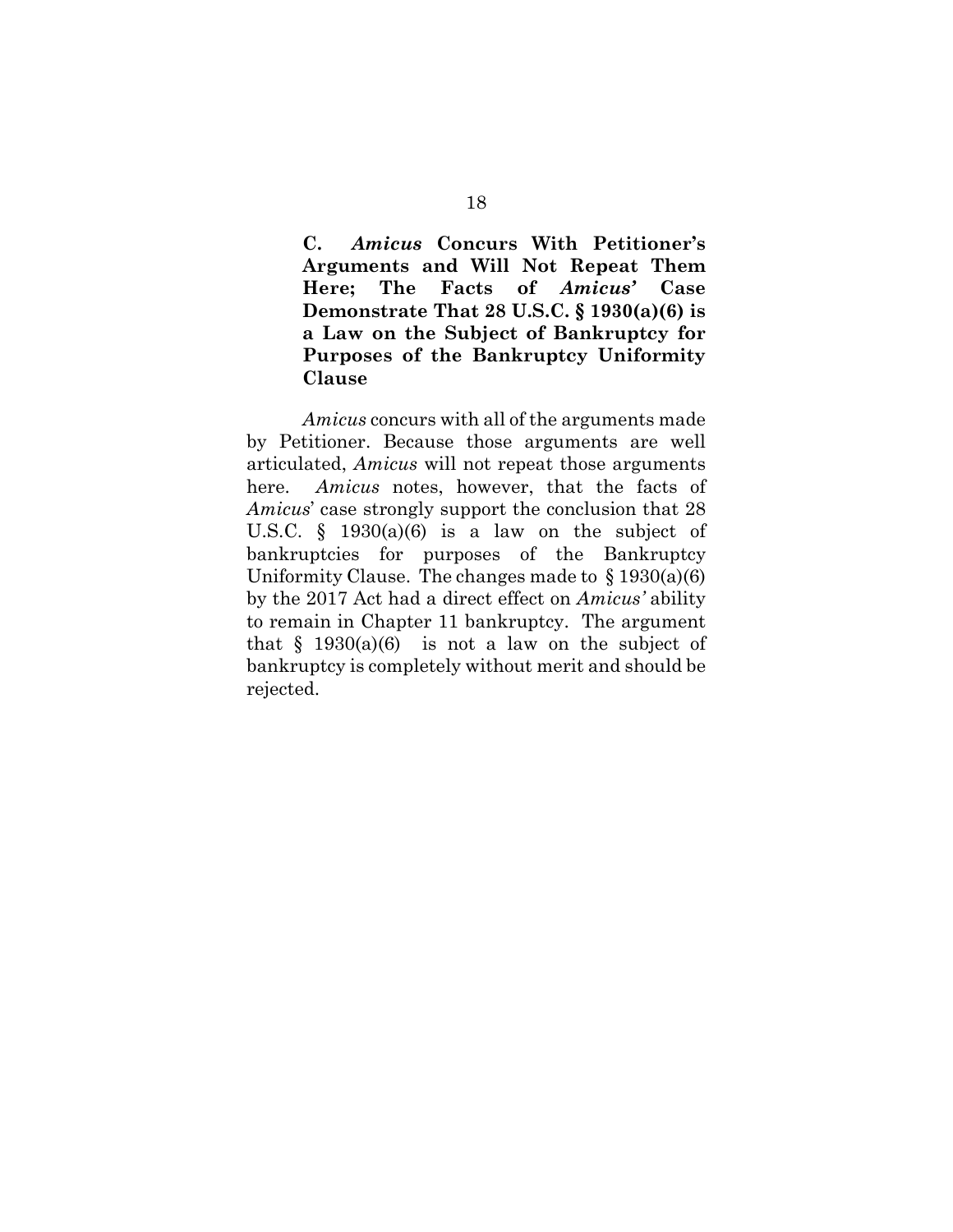### C. *Amicus* Concurs With Petitioner's Arguments and Will Not Repeat Them Here; The Facts of *Amicus'* Case Demonstrate That 28 U.S.C. § 1930(a)(6) is a Law on the Subject of Bankruptcy for Purposes of the Bankruptcy Uniformity Clause

*Amicus* concurs with all of the arguments made by Petitioner. Because those arguments are well articulated, *Amicus* will not repeat those arguments here. *Amicus* notes, however, that the facts of *Amicus*' case strongly support the conclusion that 28 U.S.C. § 1930(a)(6) is a law on the subject of bankruptcies for purposes of the Bankruptcy Uniformity Clause. The changes made to § 1930(a)(6) by the 2017 Act had a direct effect on *Amicus'* ability to remain in Chapter 11 bankruptcy. The argument that § 1930(a)(6) is not a law on the subject of bankruptcy is completely without merit and should be rejected.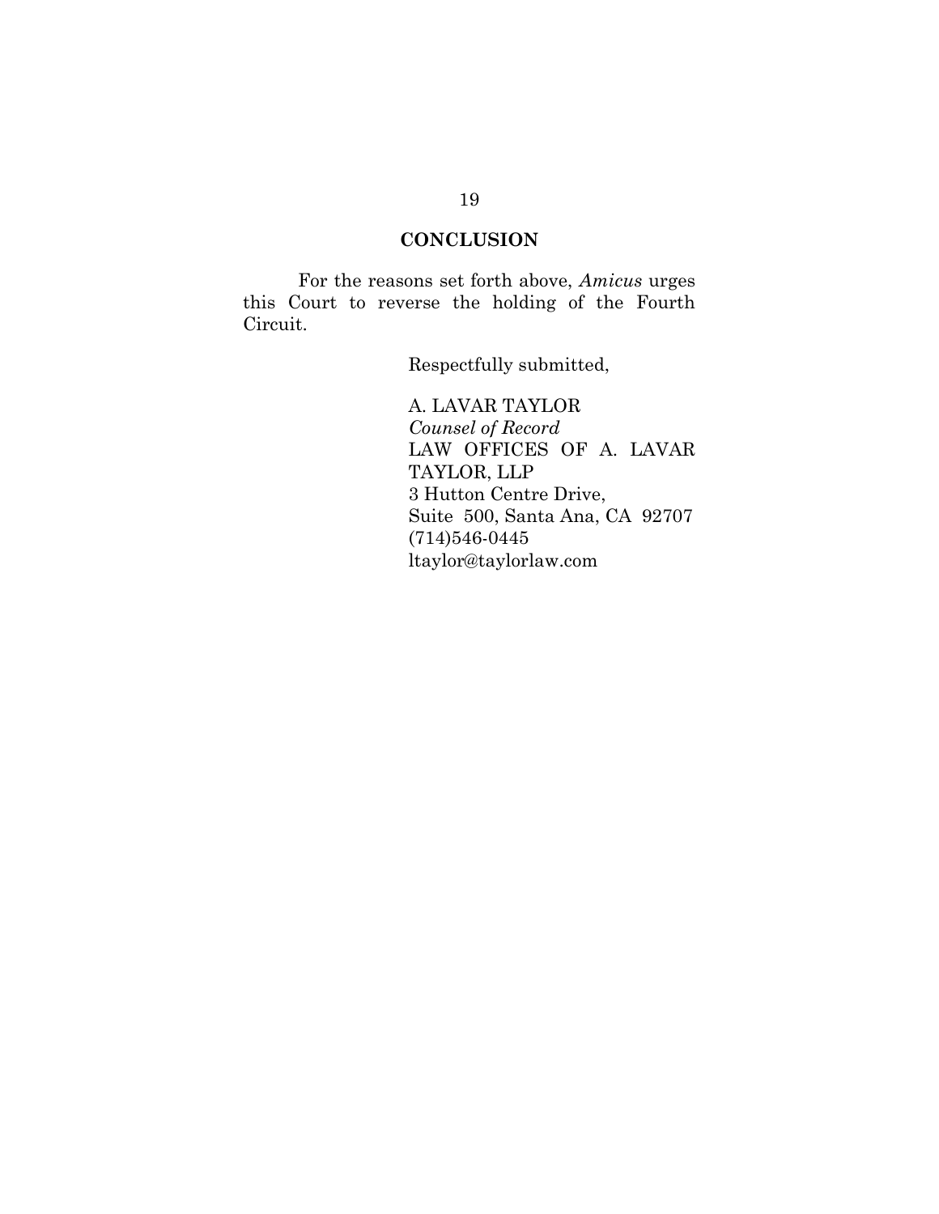## CONCLUSION

For the reasons set forth above, *Amicus* urges this Court to reverse the holding of the Fourth Circuit.

Respectfully submitted,

A. LAVAR TAYLOR
*Counsel of Record*
LAW OFFICES OF A. LAVAR TAYLOR, LLP
3 Hutton Centre Drive,
Suite 500, Santa Ana, CA 92707
(714)546-0445
ltaylor@taylorlaw.com